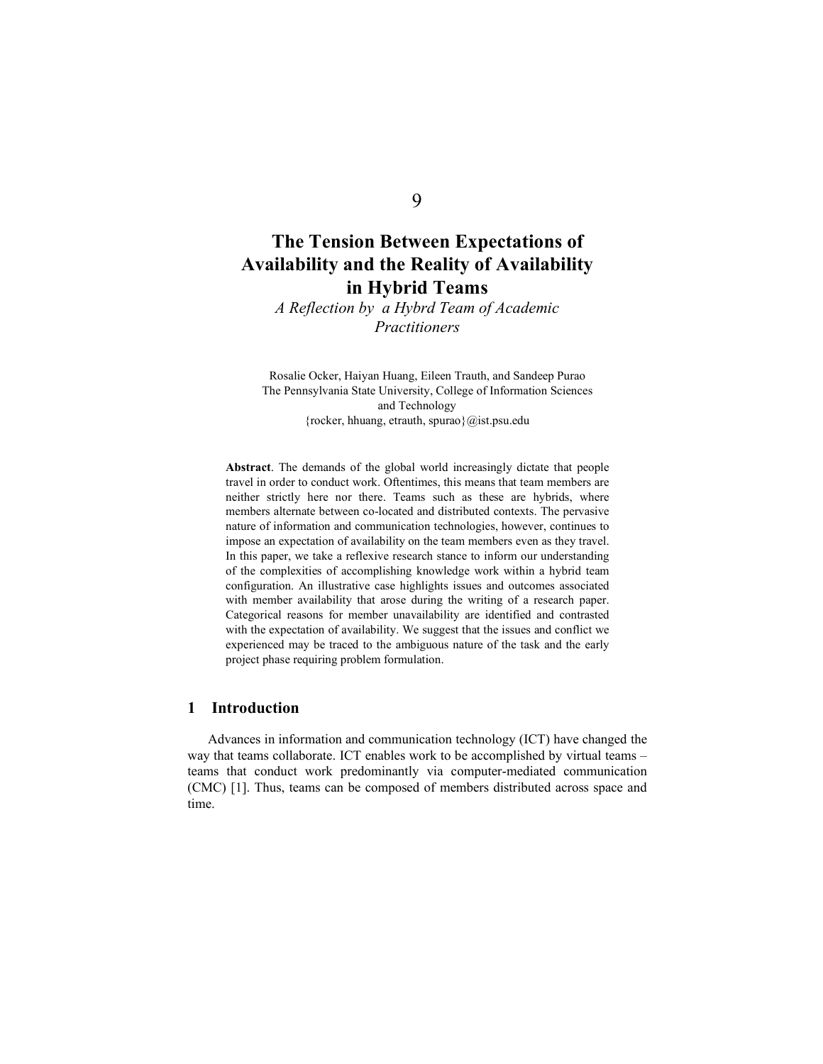# The Tension Between Expectations of Availability and the Reality of Availability in Hybrid Teams

*A Reflection by a Hybrd Team of Academic Practitioners*

Rosalie Ocker, Haiyan Huang, Eileen Trauth, and Sandeep Purao
The Pennsylvania State University, College of Information Sciences and Technology
{rocker, hhuang, etrauth, spurao}@ist.psu.edu

**Abstract**. The demands of the global world increasingly dictate that people travel in order to conduct work. Oftentimes, this means that team members are neither strictly here nor there. Teams such as these are hybrids, where members alternate between co-located and distributed contexts. The pervasive nature of information and communication technologies, however, continues to impose an expectation of availability on the team members even as they travel. In this paper, we take a reflexive research stance to inform our understanding of the complexities of accomplishing knowledge work within a hybrid team configuration. An illustrative case highlights issues and outcomes associated with member availability that arose during the writing of a research paper. Categorical reasons for member unavailability are identified and contrasted with the expectation of availability. We suggest that the issues and conflict we experienced may be traced to the ambiguous nature of the task and the early project phase requiring problem formulation.

## 1 Introduction

Advances in information and communication technology (ICT) have changed the way that teams collaborate. ICT enables work to be accomplished by virtual teams – teams that conduct work predominantly via computer-mediated communication (CMC) [1]. Thus, teams can be composed of members distributed across space and time.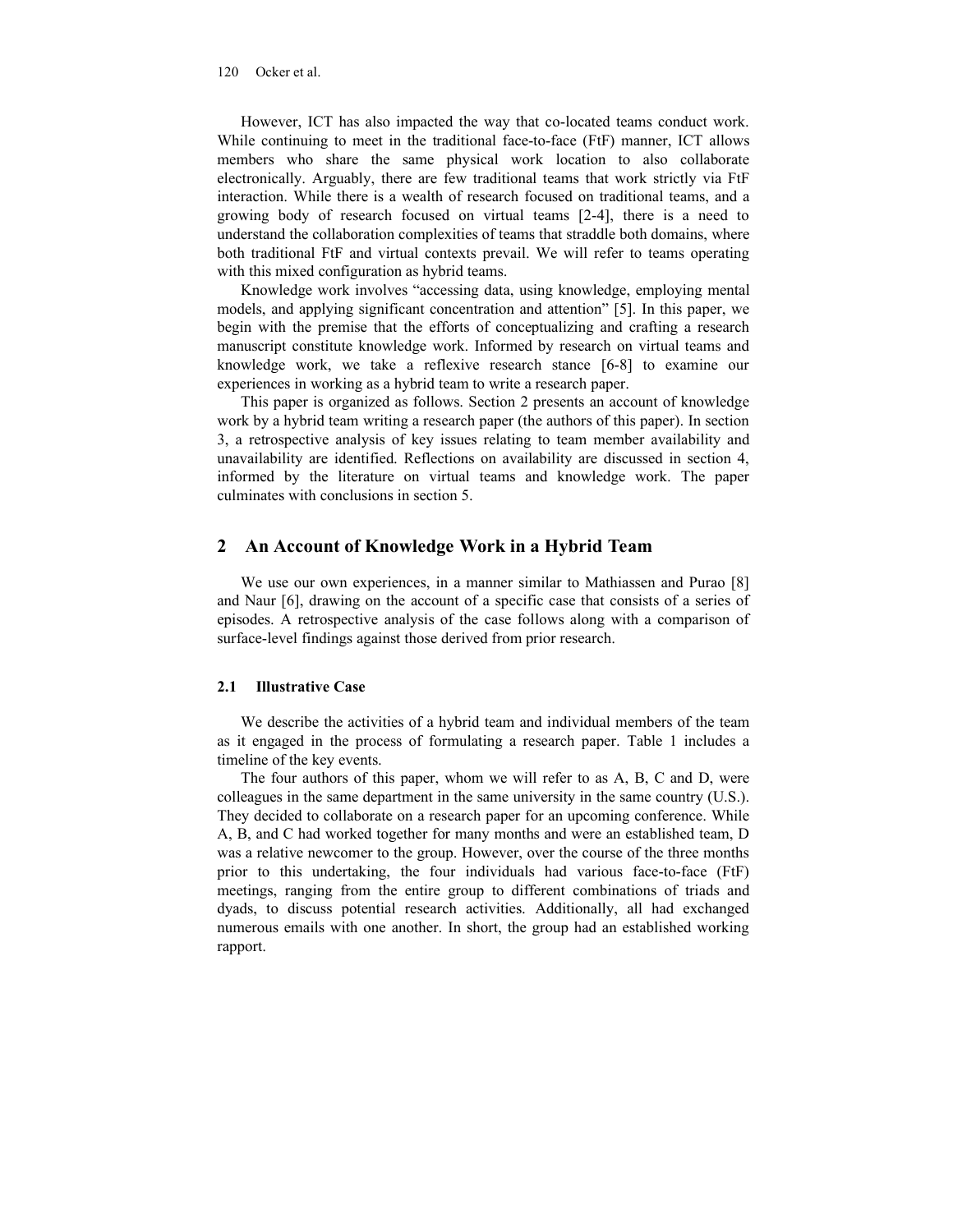However, ICT has also impacted the way that co-located teams conduct work. While continuing to meet in the traditional face-to-face (FtF) manner, ICT allows members who share the same physical work location to also collaborate electronically. Arguably, there are few traditional teams that work strictly via FtF interaction. While there is a wealth of research focused on traditional teams, and a growing body of research focused on virtual teams [2-4], there is a need to understand the collaboration complexities of teams that straddle both domains, where both traditional FtF and virtual contexts prevail. We will refer to teams operating with this mixed configuration as hybrid teams.

Knowledge work involves "accessing data, using knowledge, employing mental models, and applying significant concentration and attention" [5]. In this paper, we begin with the premise that the efforts of conceptualizing and crafting a research manuscript constitute knowledge work. Informed by research on virtual teams and knowledge work, we take a reflexive research stance [6-8] to examine our experiences in working as a hybrid team to write a research paper.

This paper is organized as follows. Section 2 presents an account of knowledge work by a hybrid team writing a research paper (the authors of this paper). In section 3, a retrospective analysis of key issues relating to team member availability and unavailability are identified. Reflections on availability are discussed in section 4, informed by the literature on virtual teams and knowledge work. The paper culminates with conclusions in section 5.

## 2 An Account of Knowledge Work in a Hybrid Team

We use our own experiences, in a manner similar to Mathiassen and Purao [8] and Naur [6], drawing on the account of a specific case that consists of a series of episodes. A retrospective analysis of the case follows along with a comparison of surface-level findings against those derived from prior research.

### 2.1 Illustrative Case

We describe the activities of a hybrid team and individual members of the team as it engaged in the process of formulating a research paper. Table 1 includes a timeline of the key events.

The four authors of this paper, whom we will refer to as A, B, C and D, were colleagues in the same department in the same university in the same country (U.S.). They decided to collaborate on a research paper for an upcoming conference. While A, B, and C had worked together for many months and were an established team, D was a relative newcomer to the group. However, over the course of the three months prior to this undertaking, the four individuals had various face-to-face (FtF) meetings, ranging from the entire group to different combinations of triads and dyads, to discuss potential research activities. Additionally, all had exchanged numerous emails with one another. In short, the group had an established working rapport.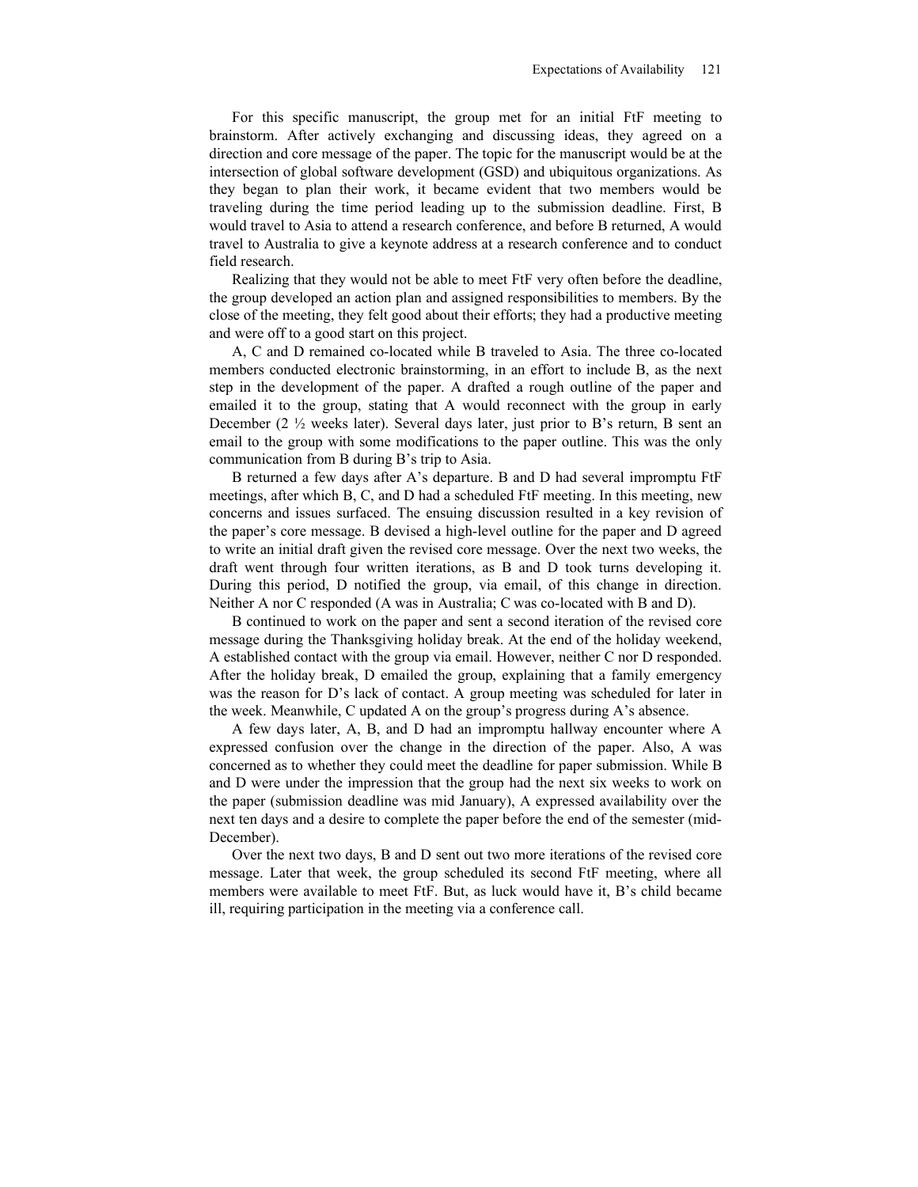For this specific manuscript, the group met for an initial FtF meeting to brainstorm. After actively exchanging and discussing ideas, they agreed on a direction and core message of the paper. The topic for the manuscript would be at the intersection of global software development (GSD) and ubiquitous organizations. As they began to plan their work, it became evident that two members would be traveling during the time period leading up to the submission deadline. First, B would travel to Asia to attend a research conference, and before B returned, A would travel to Australia to give a keynote address at a research conference and to conduct field research.

Realizing that they would not be able to meet FtF very often before the deadline, the group developed an action plan and assigned responsibilities to members. By the close of the meeting, they felt good about their efforts; they had a productive meeting and were off to a good start on this project.

A, C and D remained co-located while B traveled to Asia. The three co-located members conducted electronic brainstorming, in an effort to include B, as the next step in the development of the paper. A drafted a rough outline of the paper and emailed it to the group, stating that A would reconnect with the group in early December (2 ½ weeks later). Several days later, just prior to B's return, B sent an email to the group with some modifications to the paper outline. This was the only communication from B during B's trip to Asia.

B returned a few days after A's departure. B and D had several impromptu FtF meetings, after which B, C, and D had a scheduled FtF meeting. In this meeting, new concerns and issues surfaced. The ensuing discussion resulted in a key revision of the paper's core message. B devised a high-level outline for the paper and D agreed to write an initial draft given the revised core message. Over the next two weeks, the draft went through four written iterations, as B and D took turns developing it. During this period, D notified the group, via email, of this change in direction. Neither A nor C responded (A was in Australia; C was co-located with B and D).

B continued to work on the paper and sent a second iteration of the revised core message during the Thanksgiving holiday break. At the end of the holiday weekend, A established contact with the group via email. However, neither C nor D responded. After the holiday break, D emailed the group, explaining that a family emergency was the reason for D's lack of contact. A group meeting was scheduled for later in the week. Meanwhile, C updated A on the group's progress during A's absence.

A few days later, A, B, and D had an impromptu hallway encounter where A expressed confusion over the change in the direction of the paper. Also, A was concerned as to whether they could meet the deadline for paper submission. While B and D were under the impression that the group had the next six weeks to work on the paper (submission deadline was mid January), A expressed availability over the next ten days and a desire to complete the paper before the end of the semester (mid-December).

Over the next two days, B and D sent out two more iterations of the revised core message. Later that week, the group scheduled its second FtF meeting, where all members were available to meet FtF. But, as luck would have it, B's child became ill, requiring participation in the meeting via a conference call.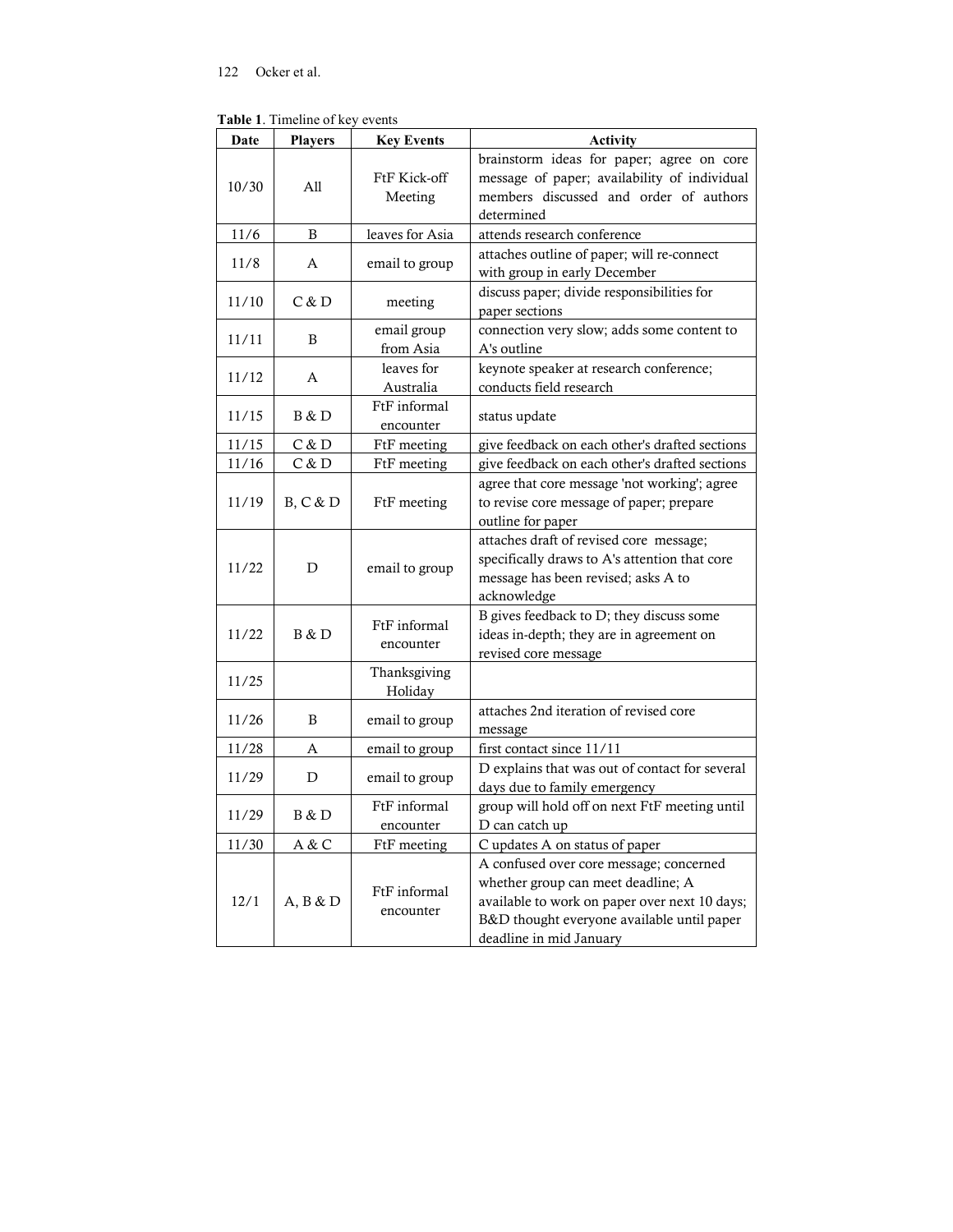**Table 1**. Timeline of key events

| Date | Players | Key Events | Activity |
|---|---|---|---|
| 10/30 | All | FtF Kick-off Meeting | brainstorm ideas for paper; agree on core message of paper; availability of individual members discussed and order of authors determined |
| 11/6 | B | leaves for Asia | attends research conference |
| 11/8 | A | email to group | attaches outline of paper; will re-connect with group in early December |
| 11/10 | C & D | meeting | discuss paper; divide responsibilities for paper sections |
| 11/11 | B | email group from Asia | connection very slow; adds some content to A's outline |
| 11/12 | A | leaves for Australia | keynote speaker at research conference; conducts field research |
| 11/15 | B & D | FtF informal encounter | status update |
| 11/15 | C & D | FtF meeting | give feedback on each other's drafted sections |
| 11/16 | C & D | FtF meeting | give feedback on each other's drafted sections |
| 11/19 | B, C & D | FtF meeting | agree that core message 'not working'; agree to revise core message of paper; prepare outline for paper |
| 11/22 | D | email to group | attaches draft of revised core message; specifically draws to A's attention that core message has been revised; asks A to acknowledge |
| 11/22 | B & D | FtF informal encounter | B gives feedback to D; they discuss some ideas in-depth; they are in agreement on revised core message |
| 11/25 | | Thanksgiving Holiday | |
| 11/26 | B | email to group | attaches 2nd iteration of revised core message |
| 11/28 | A | email to group | first contact since 11/11 |
| 11/29 | D | email to group | D explains that was out of contact for several days due to family emergency |
| 11/29 | B & D | FtF informal encounter | group will hold off on next FtF meeting until D can catch up |
| 11/30 | A & C | FtF meeting | C updates A on status of paper |
| 12/1 | A, B & D | FtF informal encounter | A confused over core message; concerned whether group can meet deadline; A available to work on paper over next 10 days; B&D thought everyone available until paper deadline in mid January |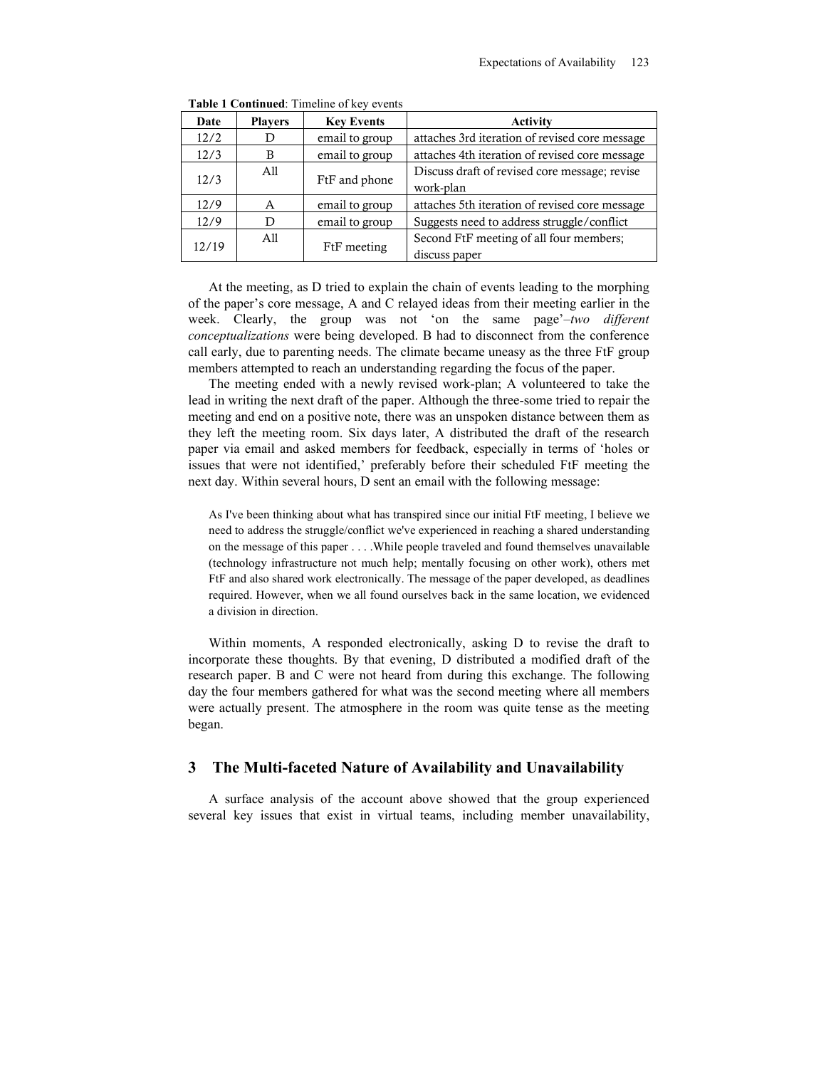**Table 1 Continued**: Timeline of key events

| Date | Players | Key Events | Activity |
|---|---|---|---|
| 12/2 | D | email to group | attaches 3rd iteration of revised core message |
| 12/3 | B | email to group | attaches 4th iteration of revised core message |
| 12/3 | All | FtF and phone | Discuss draft of revised core message; revise work-plan |
| 12/9 | A | email to group | attaches 5th iteration of revised core message |
| 12/9 | D | email to group | Suggests need to address struggle/conflict |
| 12/19 | All | FtF meeting | Second FtF meeting of all four members; discuss paper |

At the meeting, as D tried to explain the chain of events leading to the morphing of the paper's core message, A and C relayed ideas from their meeting earlier in the week. Clearly, the group was not 'on the same page'–*two different conceptualizations* were being developed. B had to disconnect from the conference call early, due to parenting needs. The climate became uneasy as the three FtF group members attempted to reach an understanding regarding the focus of the paper.

The meeting ended with a newly revised work-plan; A volunteered to take the lead in writing the next draft of the paper. Although the three-some tried to repair the meeting and end on a positive note, there was an unspoken distance between them as they left the meeting room. Six days later, A distributed the draft of the research paper via email and asked members for feedback, especially in terms of 'holes or issues that were not identified,' preferably before their scheduled FtF meeting the next day. Within several hours, D sent an email with the following message:

> As I've been thinking about what has transpired since our initial FtF meeting, I believe we need to address the struggle/conflict we've experienced in reaching a shared understanding on the message of this paper . . . .While people traveled and found themselves unavailable (technology infrastructure not much help; mentally focusing on other work), others met FtF and also shared work electronically. The message of the paper developed, as deadlines required. However, when we all found ourselves back in the same location, we evidenced a division in direction.

Within moments, A responded electronically, asking D to revise the draft to incorporate these thoughts. By that evening, D distributed a modified draft of the research paper. B and C were not heard from during this exchange. The following day the four members gathered for what was the second meeting where all members were actually present. The atmosphere in the room was quite tense as the meeting began.

## 3 The Multi-faceted Nature of Availability and Unavailability

A surface analysis of the account above showed that the group experienced several key issues that exist in virtual teams, including member unavailability,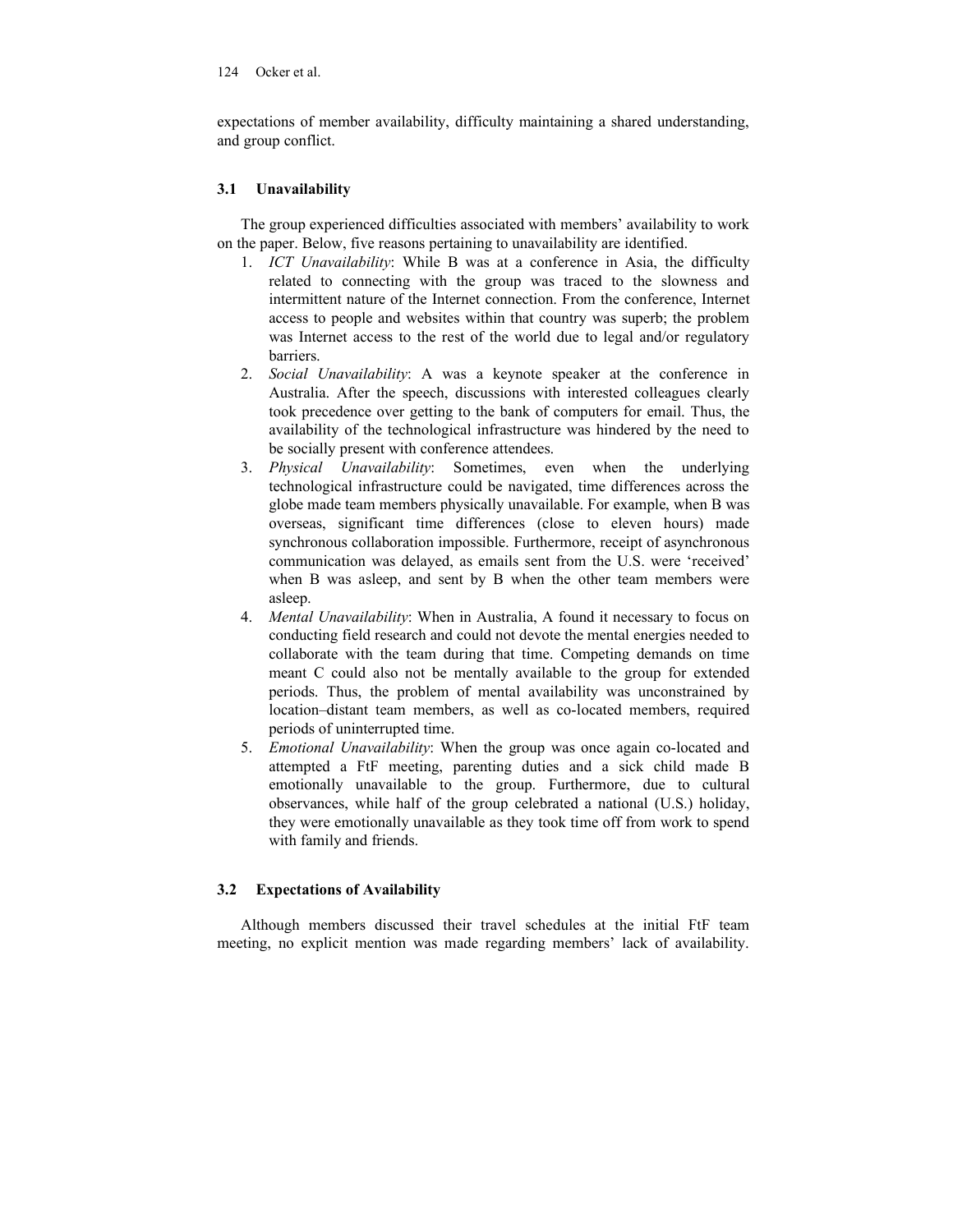expectations of member availability, difficulty maintaining a shared understanding, and group conflict.

### 3.1 Unavailability

The group experienced difficulties associated with members' availability to work on the paper. Below, five reasons pertaining to unavailability are identified.

1. *ICT Unavailability*: While B was at a conference in Asia, the difficulty related to connecting with the group was traced to the slowness and intermittent nature of the Internet connection. From the conference, Internet access to people and websites within that country was superb; the problem was Internet access to the rest of the world due to legal and/or regulatory barriers.
2. *Social Unavailability*: A was a keynote speaker at the conference in Australia. After the speech, discussions with interested colleagues clearly took precedence over getting to the bank of computers for email. Thus, the availability of the technological infrastructure was hindered by the need to be socially present with conference attendees.
3. *Physical Unavailability*: Sometimes, even when the underlying technological infrastructure could be navigated, time differences across the globe made team members physically unavailable. For example, when B was overseas, significant time differences (close to eleven hours) made synchronous collaboration impossible. Furthermore, receipt of asynchronous communication was delayed, as emails sent from the U.S. were 'received' when B was asleep, and sent by B when the other team members were asleep.
4. *Mental Unavailability*: When in Australia, A found it necessary to focus on conducting field research and could not devote the mental energies needed to collaborate with the team during that time. Competing demands on time meant C could also not be mentally available to the group for extended periods. Thus, the problem of mental availability was unconstrained by location–distant team members, as well as co-located members, required periods of uninterrupted time.
5. *Emotional Unavailability*: When the group was once again co-located and attempted a FtF meeting, parenting duties and a sick child made B emotionally unavailable to the group. Furthermore, due to cultural observances, while half of the group celebrated a national (U.S.) holiday, they were emotionally unavailable as they took time off from work to spend with family and friends.

### 3.2 Expectations of Availability

Although members discussed their travel schedules at the initial FtF team meeting, no explicit mention was made regarding members' lack of availability.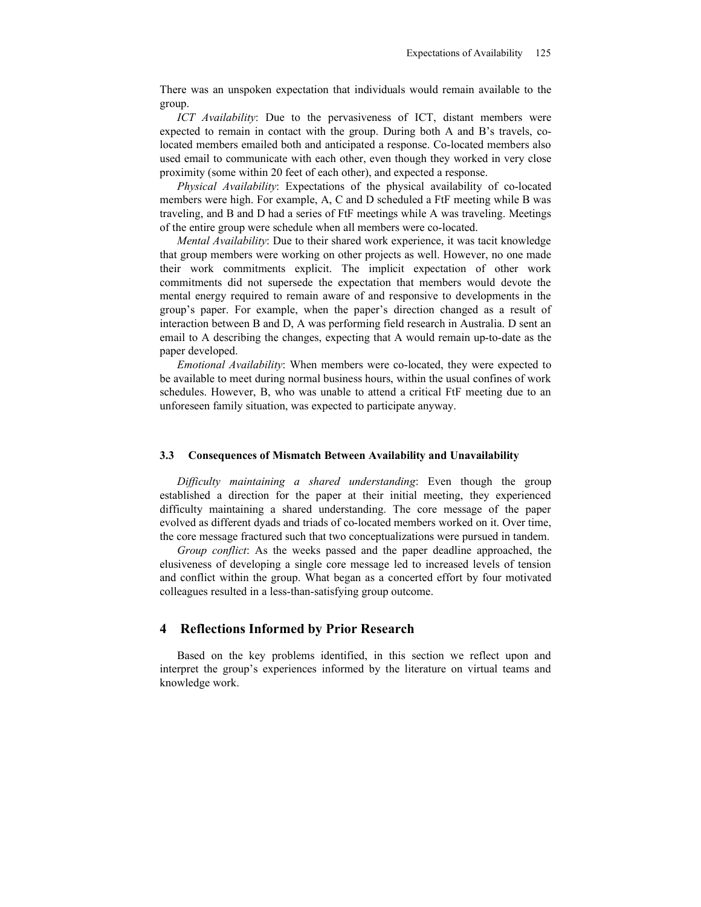There was an unspoken expectation that individuals would remain available to the group.

*ICT Availability*: Due to the pervasiveness of ICT, distant members were expected to remain in contact with the group. During both A and B's travels, co-located members emailed both and anticipated a response. Co-located members also used email to communicate with each other, even though they worked in very close proximity (some within 20 feet of each other), and expected a response.

*Physical Availability*: Expectations of the physical availability of co-located members were high. For example, A, C and D scheduled a FtF meeting while B was traveling, and B and D had a series of FtF meetings while A was traveling. Meetings of the entire group were schedule when all members were co-located.

*Mental Availability*: Due to their shared work experience, it was tacit knowledge that group members were working on other projects as well. However, no one made their work commitments explicit. The implicit expectation of other work commitments did not supersede the expectation that members would devote the mental energy required to remain aware of and responsive to developments in the group's paper. For example, when the paper's direction changed as a result of interaction between B and D, A was performing field research in Australia. D sent an email to A describing the changes, expecting that A would remain up-to-date as the paper developed.

*Emotional Availability*: When members were co-located, they were expected to be available to meet during normal business hours, within the usual confines of work schedules. However, B, who was unable to attend a critical FtF meeting due to an unforeseen family situation, was expected to participate anyway.

### 3.3 Consequences of Mismatch Between Availability and Unavailability

*Difficulty maintaining a shared understanding*: Even though the group established a direction for the paper at their initial meeting, they experienced difficulty maintaining a shared understanding. The core message of the paper evolved as different dyads and triads of co-located members worked on it. Over time, the core message fractured such that two conceptualizations were pursued in tandem.

*Group conflict*: As the weeks passed and the paper deadline approached, the elusiveness of developing a single core message led to increased levels of tension and conflict within the group. What began as a concerted effort by four motivated colleagues resulted in a less-than-satisfying group outcome.

## 4 Reflections Informed by Prior Research

Based on the key problems identified, in this section we reflect upon and interpret the group's experiences informed by the literature on virtual teams and knowledge work.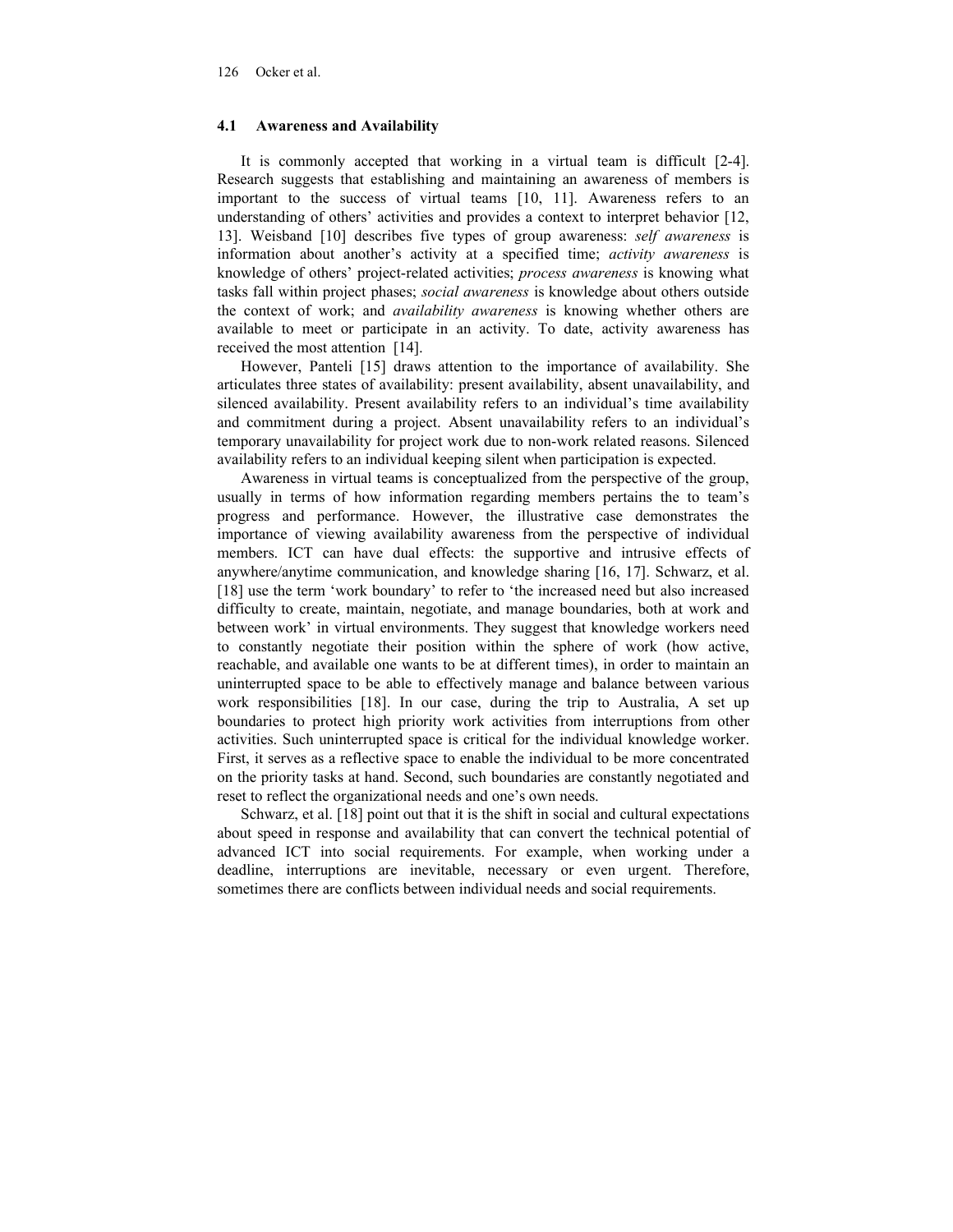### 4.1 Awareness and Availability

It is commonly accepted that working in a virtual team is difficult [2-4]. Research suggests that establishing and maintaining an awareness of members is important to the success of virtual teams [10, 11]. Awareness refers to an understanding of others' activities and provides a context to interpret behavior [12, 13]. Weisband [10] describes five types of group awareness: *self awareness* is information about another's activity at a specified time; *activity awareness* is knowledge of others' project-related activities; *process awareness* is knowing what tasks fall within project phases; *social awareness* is knowledge about others outside the context of work; and *availability awareness* is knowing whether others are available to meet or participate in an activity. To date, activity awareness has received the most attention [14].

However, Panteli [15] draws attention to the importance of availability. She articulates three states of availability: present availability, absent unavailability, and silenced availability. Present availability refers to an individual's time availability and commitment during a project. Absent unavailability refers to an individual's temporary unavailability for project work due to non-work related reasons. Silenced availability refers to an individual keeping silent when participation is expected.

Awareness in virtual teams is conceptualized from the perspective of the group, usually in terms of how information regarding members pertains the to team's progress and performance. However, the illustrative case demonstrates the importance of viewing availability awareness from the perspective of individual members. ICT can have dual effects: the supportive and intrusive effects of anywhere/anytime communication, and knowledge sharing [16, 17]. Schwarz, et al. [18] use the term 'work boundary' to refer to 'the increased need but also increased difficulty to create, maintain, negotiate, and manage boundaries, both at work and between work' in virtual environments. They suggest that knowledge workers need to constantly negotiate their position within the sphere of work (how active, reachable, and available one wants to be at different times), in order to maintain an uninterrupted space to be able to effectively manage and balance between various work responsibilities [18]. In our case, during the trip to Australia, A set up boundaries to protect high priority work activities from interruptions from other activities. Such uninterrupted space is critical for the individual knowledge worker. First, it serves as a reflective space to enable the individual to be more concentrated on the priority tasks at hand. Second, such boundaries are constantly negotiated and reset to reflect the organizational needs and one's own needs.

Schwarz, et al. [18] point out that it is the shift in social and cultural expectations about speed in response and availability that can convert the technical potential of advanced ICT into social requirements. For example, when working under a deadline, interruptions are inevitable, necessary or even urgent. Therefore, sometimes there are conflicts between individual needs and social requirements.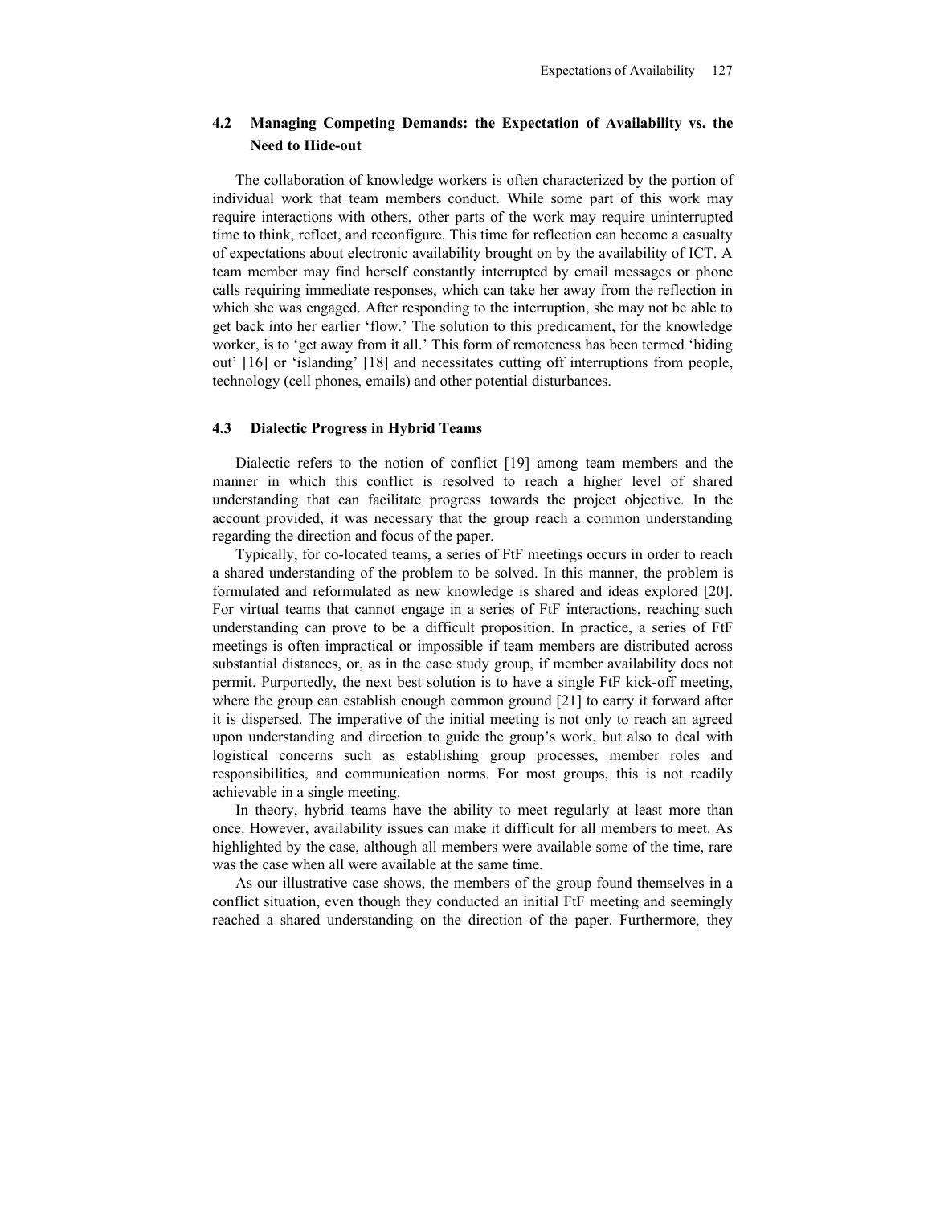### 4.2 Managing Competing Demands: the Expectation of Availability vs. the Need to Hide-out

The collaboration of knowledge workers is often characterized by the portion of individual work that team members conduct. While some part of this work may require interactions with others, other parts of the work may require uninterrupted time to think, reflect, and reconfigure. This time for reflection can become a casualty of expectations about electronic availability brought on by the availability of ICT. A team member may find herself constantly interrupted by email messages or phone calls requiring immediate responses, which can take her away from the reflection in which she was engaged. After responding to the interruption, she may not be able to get back into her earlier 'flow.' The solution to this predicament, for the knowledge worker, is to 'get away from it all.' This form of remoteness has been termed 'hiding out' [16] or 'islanding' [18] and necessitates cutting off interruptions from people, technology (cell phones, emails) and other potential disturbances.

### 4.3 Dialectic Progress in Hybrid Teams

Dialectic refers to the notion of conflict [19] among team members and the manner in which this conflict is resolved to reach a higher level of shared understanding that can facilitate progress towards the project objective. In the account provided, it was necessary that the group reach a common understanding regarding the direction and focus of the paper.

Typically, for co-located teams, a series of FtF meetings occurs in order to reach a shared understanding of the problem to be solved. In this manner, the problem is formulated and reformulated as new knowledge is shared and ideas explored [20]. For virtual teams that cannot engage in a series of FtF interactions, reaching such understanding can prove to be a difficult proposition. In practice, a series of FtF meetings is often impractical or impossible if team members are distributed across substantial distances, or, as in the case study group, if member availability does not permit. Purportedly, the next best solution is to have a single FtF kick-off meeting, where the group can establish enough common ground [21] to carry it forward after it is dispersed. The imperative of the initial meeting is not only to reach an agreed upon understanding and direction to guide the group's work, but also to deal with logistical concerns such as establishing group processes, member roles and responsibilities, and communication norms. For most groups, this is not readily achievable in a single meeting.

In theory, hybrid teams have the ability to meet regularly–at least more than once. However, availability issues can make it difficult for all members to meet. As highlighted by the case, although all members were available some of the time, rare was the case when all were available at the same time.

As our illustrative case shows, the members of the group found themselves in a conflict situation, even though they conducted an initial FtF meeting and seemingly reached a shared understanding on the direction of the paper. Furthermore, they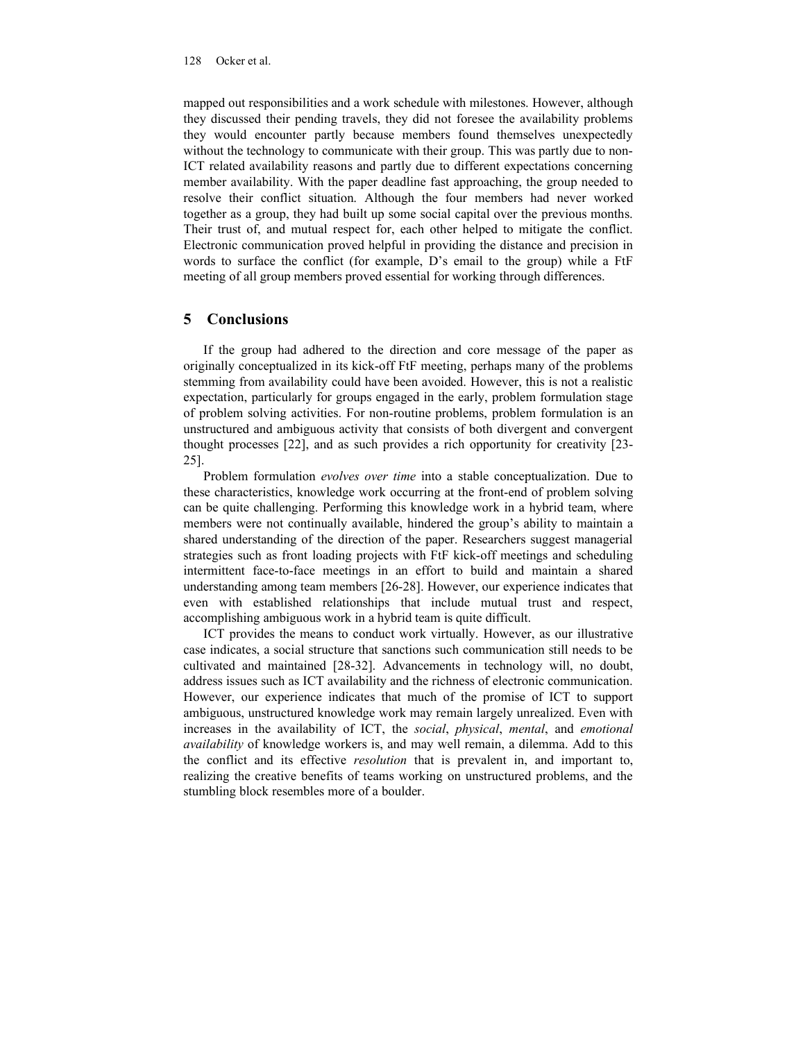mapped out responsibilities and a work schedule with milestones. However, although they discussed their pending travels, they did not foresee the availability problems they would encounter partly because members found themselves unexpectedly without the technology to communicate with their group. This was partly due to non-ICT related availability reasons and partly due to different expectations concerning member availability. With the paper deadline fast approaching, the group needed to resolve their conflict situation. Although the four members had never worked together as a group, they had built up some social capital over the previous months. Their trust of, and mutual respect for, each other helped to mitigate the conflict. Electronic communication proved helpful in providing the distance and precision in words to surface the conflict (for example, D's email to the group) while a FtF meeting of all group members proved essential for working through differences.

## 5 Conclusions

If the group had adhered to the direction and core message of the paper as originally conceptualized in its kick-off FtF meeting, perhaps many of the problems stemming from availability could have been avoided. However, this is not a realistic expectation, particularly for groups engaged in the early, problem formulation stage of problem solving activities. For non-routine problems, problem formulation is an unstructured and ambiguous activity that consists of both divergent and convergent thought processes [22], and as such provides a rich opportunity for creativity [23-25].

Problem formulation *evolves over time* into a stable conceptualization. Due to these characteristics, knowledge work occurring at the front-end of problem solving can be quite challenging. Performing this knowledge work in a hybrid team, where members were not continually available, hindered the group's ability to maintain a shared understanding of the direction of the paper. Researchers suggest managerial strategies such as front loading projects with FtF kick-off meetings and scheduling intermittent face-to-face meetings in an effort to build and maintain a shared understanding among team members [26-28]. However, our experience indicates that even with established relationships that include mutual trust and respect, accomplishing ambiguous work in a hybrid team is quite difficult.

ICT provides the means to conduct work virtually. However, as our illustrative case indicates, a social structure that sanctions such communication still needs to be cultivated and maintained [28-32]. Advancements in technology will, no doubt, address issues such as ICT availability and the richness of electronic communication. However, our experience indicates that much of the promise of ICT to support ambiguous, unstructured knowledge work may remain largely unrealized. Even with increases in the availability of ICT, the *social*, *physical*, *mental*, and *emotional availability* of knowledge workers is, and may well remain, a dilemma. Add to this the conflict and its effective *resolution* that is prevalent in, and important to, realizing the creative benefits of teams working on unstructured problems, and the stumbling block resembles more of a boulder.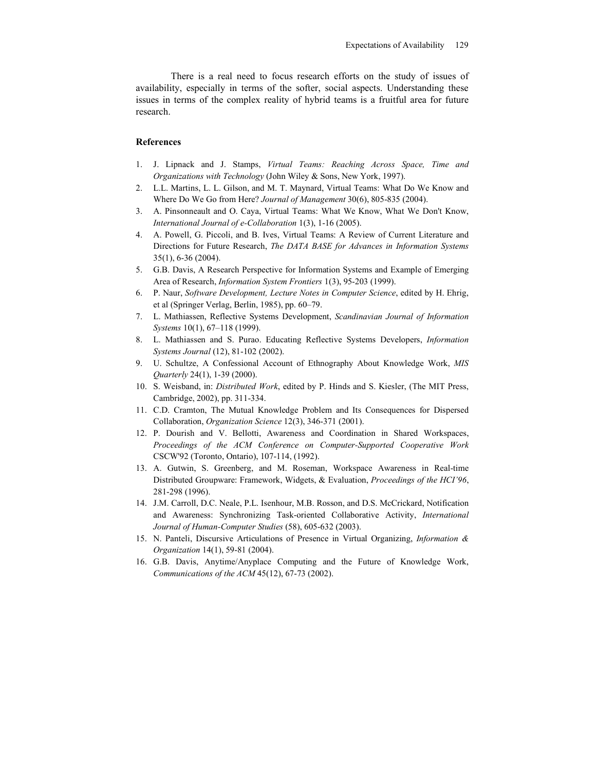There is a real need to focus research efforts on the study of issues of availability, especially in terms of the softer, social aspects. Understanding these issues in terms of the complex reality of hybrid teams is a fruitful area for future research.

## References

1. J. Lipnack and J. Stamps, *Virtual Teams: Reaching Across Space, Time and Organizations with Technology* (John Wiley & Sons, New York, 1997).
2. L.L. Martins, L. L. Gilson, and M. T. Maynard, Virtual Teams: What Do We Know and Where Do We Go from Here? *Journal of Management* 30(6), 805-835 (2004).
3. A. Pinsonneault and O. Caya, Virtual Teams: What We Know, What We Don't Know, *International Journal of e-Collaboration* 1(3), 1-16 (2005).
4. A. Powell, G. Piccoli, and B. Ives, Virtual Teams: A Review of Current Literature and Directions for Future Research, *The DATA BASE for Advances in Information Systems* 35(1), 6-36 (2004).
5. G.B. Davis, A Research Perspective for Information Systems and Example of Emerging Area of Research, *Information System Frontiers* 1(3), 95-203 (1999).
6. P. Naur, *Software Development, Lecture Notes in Computer Science*, edited by H. Ehrig, et al (Springer Verlag, Berlin, 1985), pp. 60–79.
7. L. Mathiassen, Reflective Systems Development, *Scandinavian Journal of Information Systems* 10(1), 67–118 (1999).
8. L. Mathiassen and S. Purao. Educating Reflective Systems Developers, *Information Systems Journal* (12), 81-102 (2002).
9. U. Schultze, A Confessional Account of Ethnography About Knowledge Work, *MIS Quarterly* 24(1), 1-39 (2000).
10. S. Weisband, in: *Distributed Work*, edited by P. Hinds and S. Kiesler, (The MIT Press, Cambridge, 2002), pp. 311-334.
11. C.D. Cramton, The Mutual Knowledge Problem and Its Consequences for Dispersed Collaboration, *Organization Science* 12(3), 346-371 (2001).
12. P. Dourish and V. Bellotti, Awareness and Coordination in Shared Workspaces, *Proceedings of the ACM Conference on Computer-Supported Cooperative Work* CSCW'92 (Toronto, Ontario), 107-114, (1992).
13. A. Gutwin, S. Greenberg, and M. Roseman, Workspace Awareness in Real-time Distributed Groupware: Framework, Widgets, & Evaluation, *Proceedings of the HCI'96*, 281-298 (1996).
14. J.M. Carroll, D.C. Neale, P.L. Isenhour, M.B. Rosson, and D.S. McCrickard, Notification and Awareness: Synchronizing Task-oriented Collaborative Activity, *International Journal of Human-Computer Studies* (58), 605-632 (2003).
15. N. Panteli, Discursive Articulations of Presence in Virtual Organizing, *Information & Organization* 14(1), 59-81 (2004).
16. G.B. Davis, Anytime/Anyplace Computing and the Future of Knowledge Work, *Communications of the ACM* 45(12), 67-73 (2002).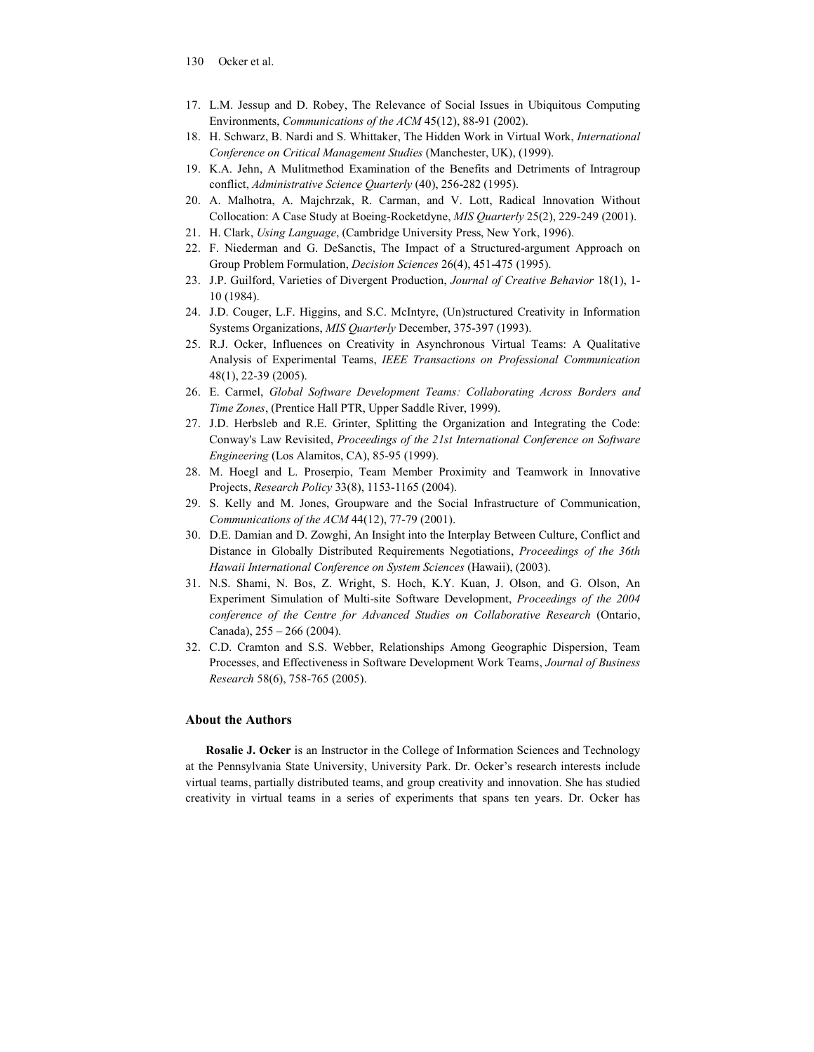17. L.M. Jessup and D. Robey, The Relevance of Social Issues in Ubiquitous Computing Environments, *Communications of the ACM* 45(12), 88-91 (2002).
18. H. Schwarz, B. Nardi and S. Whittaker, The Hidden Work in Virtual Work, *International Conference on Critical Management Studies* (Manchester, UK), (1999).
19. K.A. Jehn, A Mulitmethod Examination of the Benefits and Detriments of Intragroup conflict, *Administrative Science Quarterly* (40), 256-282 (1995).
20. A. Malhotra, A. Majchrzak, R. Carman, and V. Lott, Radical Innovation Without Collocation: A Case Study at Boeing-Rocketdyne, *MIS Quarterly* 25(2), 229-249 (2001).
21. H. Clark, *Using Language*, (Cambridge University Press, New York, 1996).
22. F. Niederman and G. DeSanctis, The Impact of a Structured-argument Approach on Group Problem Formulation, *Decision Sciences* 26(4), 451-475 (1995).
23. J.P. Guilford, Varieties of Divergent Production, *Journal of Creative Behavior* 18(1), 1-10 (1984).
24. J.D. Couger, L.F. Higgins, and S.C. McIntyre, (Un)structured Creativity in Information Systems Organizations, *MIS Quarterly* December, 375-397 (1993).
25. R.J. Ocker, Influences on Creativity in Asynchronous Virtual Teams: A Qualitative Analysis of Experimental Teams, *IEEE Transactions on Professional Communication* 48(1), 22-39 (2005).
26. E. Carmel, *Global Software Development Teams: Collaborating Across Borders and Time Zones*, (Prentice Hall PTR, Upper Saddle River, 1999).
27. J.D. Herbsleb and R.E. Grinter, Splitting the Organization and Integrating the Code: Conway's Law Revisited, *Proceedings of the 21st International Conference on Software Engineering* (Los Alamitos, CA), 85-95 (1999).
28. M. Hoegl and L. Proserpio, Team Member Proximity and Teamwork in Innovative Projects, *Research Policy* 33(8), 1153-1165 (2004).
29. S. Kelly and M. Jones, Groupware and the Social Infrastructure of Communication, *Communications of the ACM* 44(12), 77-79 (2001).
30. D.E. Damian and D. Zowghi, An Insight into the Interplay Between Culture, Conflict and Distance in Globally Distributed Requirements Negotiations, *Proceedings of the 36th Hawaii International Conference on System Sciences* (Hawaii), (2003).
31. N.S. Shami, N. Bos, Z. Wright, S. Hoch, K.Y. Kuan, J. Olson, and G. Olson, An Experiment Simulation of Multi-site Software Development, *Proceedings of the 2004 conference of the Centre for Advanced Studies on Collaborative Research* (Ontario, Canada), 255 – 266 (2004).
32. C.D. Cramton and S.S. Webber, Relationships Among Geographic Dispersion, Team Processes, and Effectiveness in Software Development Work Teams, *Journal of Business Research* 58(6), 758-765 (2005).

## About the Authors

**Rosalie J. Ocker** is an Instructor in the College of Information Sciences and Technology at the Pennsylvania State University, University Park. Dr. Ocker's research interests include virtual teams, partially distributed teams, and group creativity and innovation. She has studied creativity in virtual teams in a series of experiments that spans ten years. Dr. Ocker has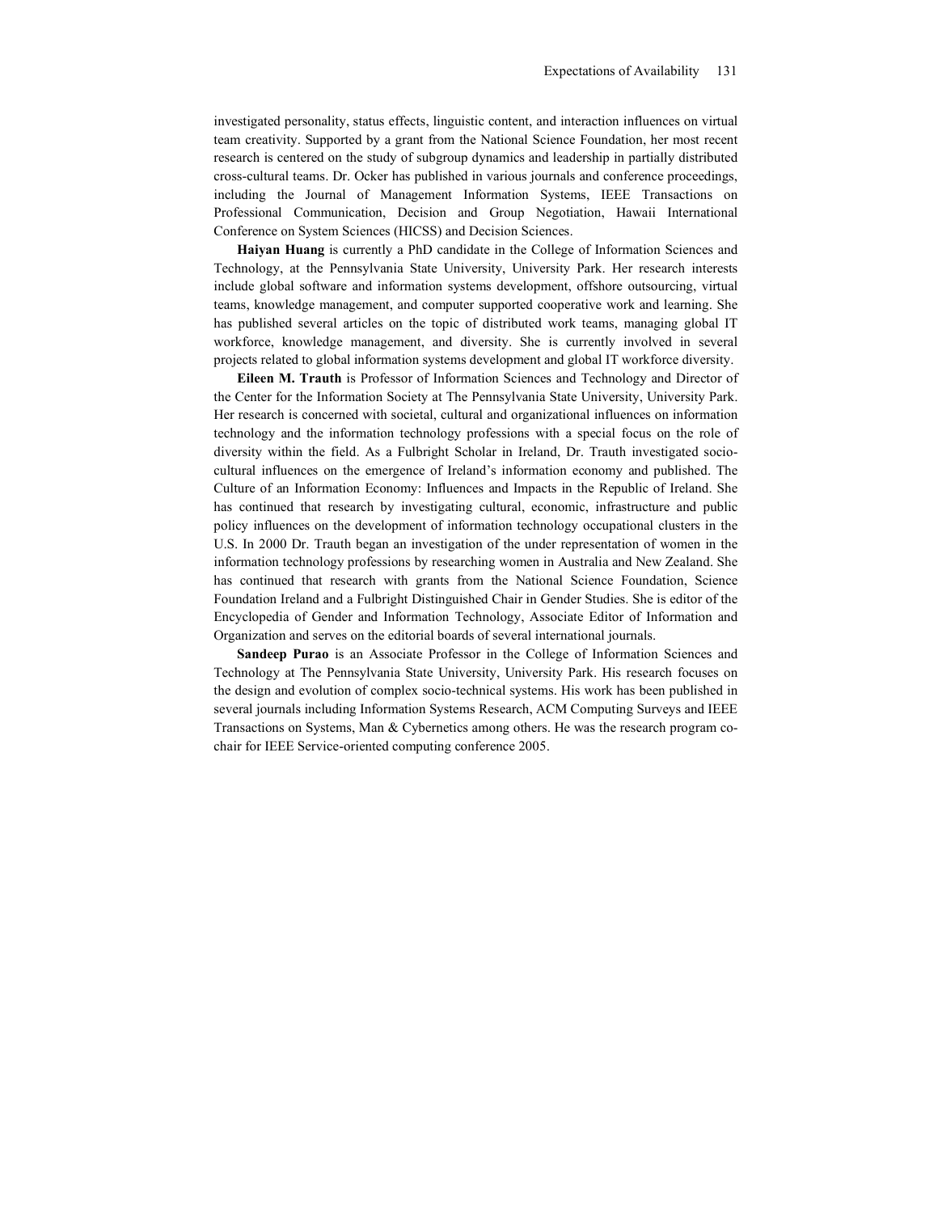investigated personality, status effects, linguistic content, and interaction influences on virtual team creativity. Supported by a grant from the National Science Foundation, her most recent research is centered on the study of subgroup dynamics and leadership in partially distributed cross-cultural teams. Dr. Ocker has published in various journals and conference proceedings, including the Journal of Management Information Systems, IEEE Transactions on Professional Communication, Decision and Group Negotiation, Hawaii International Conference on System Sciences (HICSS) and Decision Sciences.

**Haiyan Huang** is currently a PhD candidate in the College of Information Sciences and Technology, at the Pennsylvania State University, University Park. Her research interests include global software and information systems development, offshore outsourcing, virtual teams, knowledge management, and computer supported cooperative work and learning. She has published several articles on the topic of distributed work teams, managing global IT workforce, knowledge management, and diversity. She is currently involved in several projects related to global information systems development and global IT workforce diversity.

**Eileen M. Trauth** is Professor of Information Sciences and Technology and Director of the Center for the Information Society at The Pennsylvania State University, University Park. Her research is concerned with societal, cultural and organizational influences on information technology and the information technology professions with a special focus on the role of diversity within the field. As a Fulbright Scholar in Ireland, Dr. Trauth investigated socio-cultural influences on the emergence of Ireland's information economy and published. The Culture of an Information Economy: Influences and Impacts in the Republic of Ireland. She has continued that research by investigating cultural, economic, infrastructure and public policy influences on the development of information technology occupational clusters in the U.S. In 2000 Dr. Trauth began an investigation of the under representation of women in the information technology professions by researching women in Australia and New Zealand. She has continued that research with grants from the National Science Foundation, Science Foundation Ireland and a Fulbright Distinguished Chair in Gender Studies. She is editor of the Encyclopedia of Gender and Information Technology, Associate Editor of Information and Organization and serves on the editorial boards of several international journals.

**Sandeep Purao** is an Associate Professor in the College of Information Sciences and Technology at The Pennsylvania State University, University Park. His research focuses on the design and evolution of complex socio-technical systems. His work has been published in several journals including Information Systems Research, ACM Computing Surveys and IEEE Transactions on Systems, Man & Cybernetics among others. He was the research program co-chair for IEEE Service-oriented computing conference 2005.